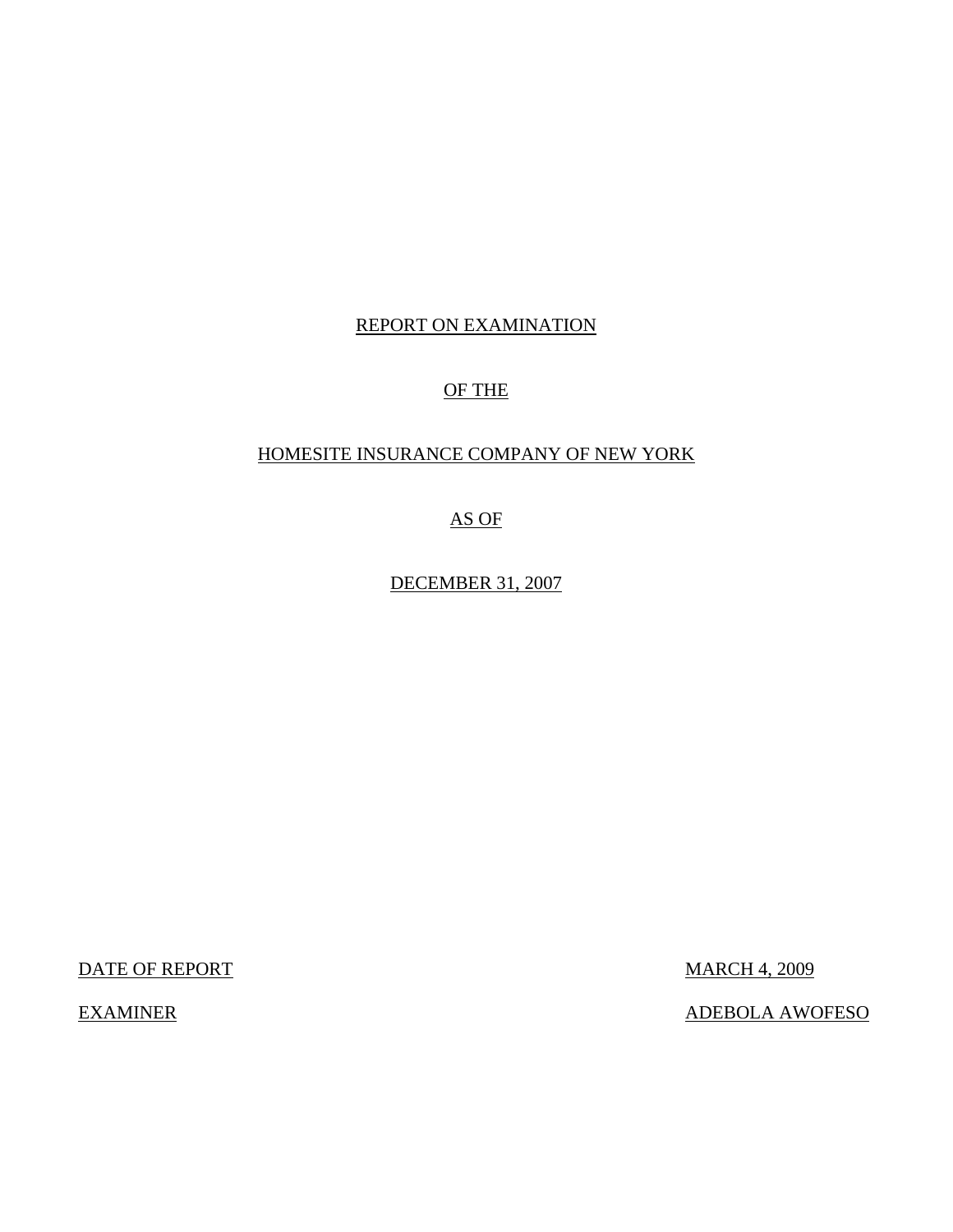# REPORT ON EXAMINATION

# OF THE

# HOMESITE INSURANCE COMPANY OF NEW YORK

# AS OF

# DECEMBER 31, 2007

DATE OF REPORT MARCH 4, 2009

EXAMINER ADEBOLA AWOFESO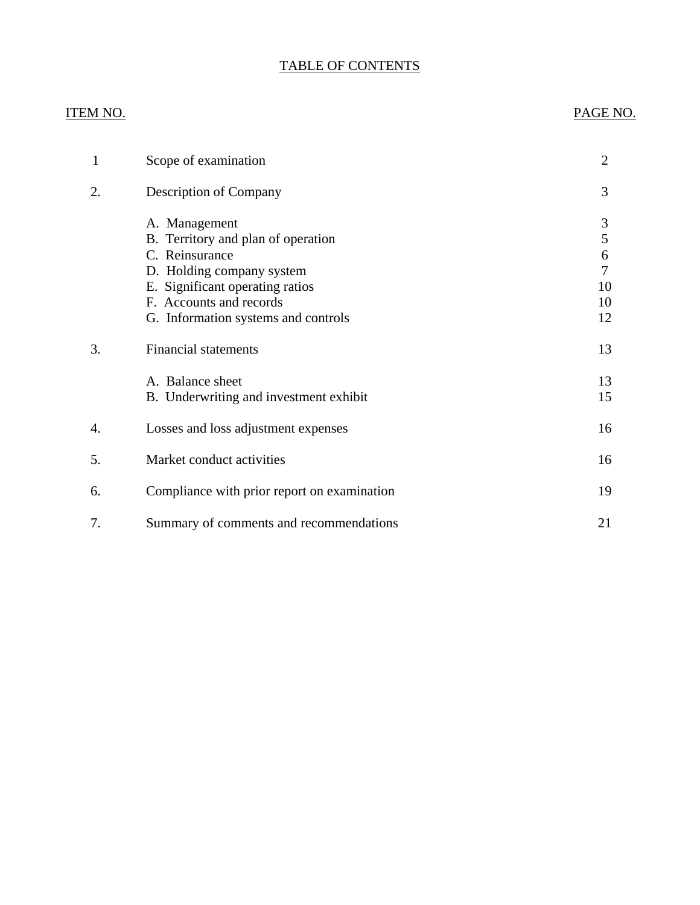# TABLE OF CONTENTS

| ITEM NO. | | PAGE NO. |
|---|---|---|
| 1 | Scope of examination | 2 |
| 2. | Description of Company | 3 |
| | A. Management | 3 |
| | B. Territory and plan of operation | 5 |
| | C. Reinsurance | 6 |
| | D. Holding company system | 7 |
| | E. Significant operating ratios | 10 |
| | F. Accounts and records | 10 |
| | G. Information systems and controls | 12 |
| 3. | Financial statements | 13 |
| | A. Balance sheet | 13 |
| | B. Underwriting and investment exhibit | 15 |
| 4. | Losses and loss adjustment expenses | 16 |
| 5. | Market conduct activities | 16 |
| 6. | Compliance with prior report on examination | 19 |
| 7. | Summary of comments and recommendations | 21 |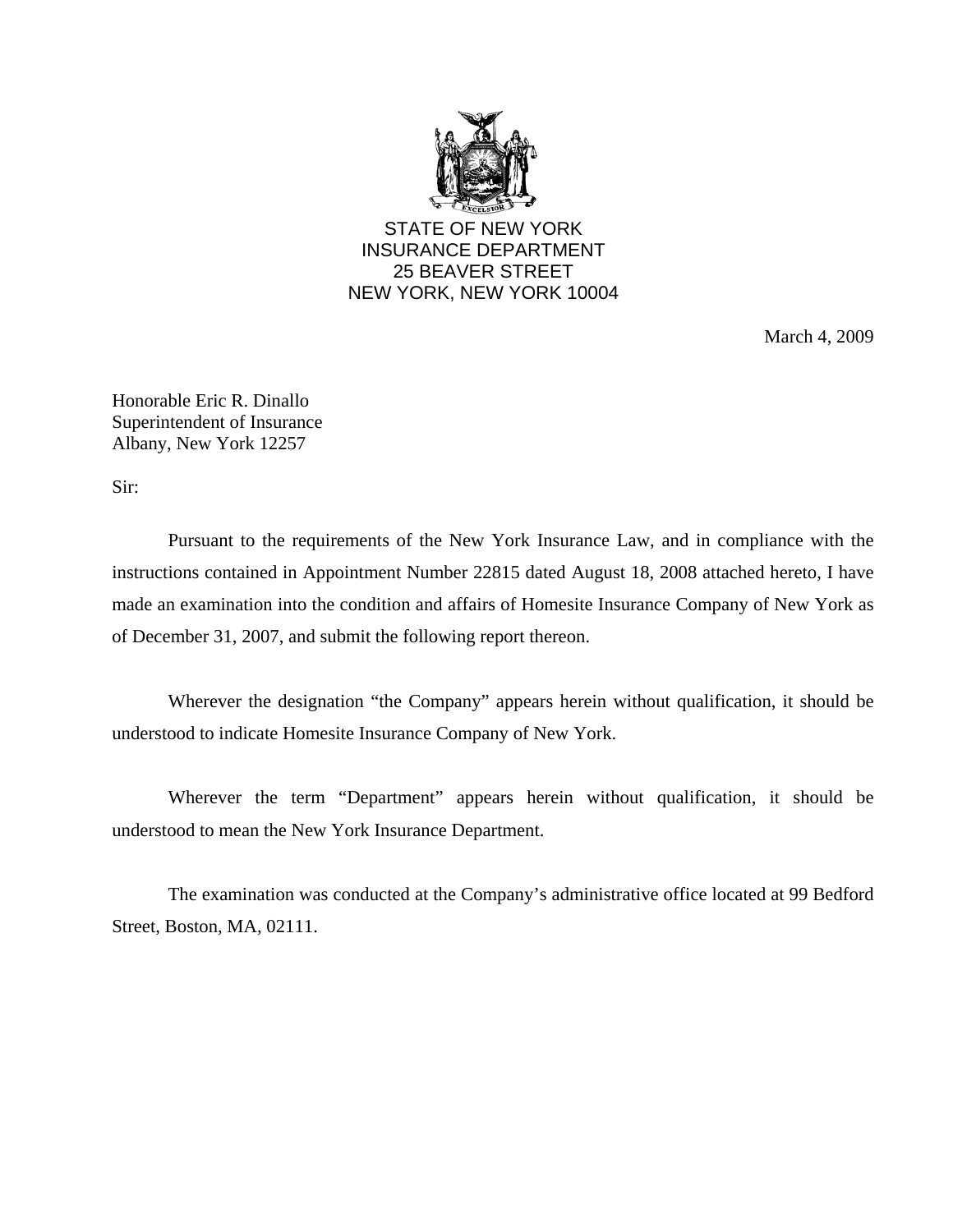STATE OF NEW YORK
INSURANCE DEPARTMENT
25 BEAVER STREET
NEW YORK, NEW YORK 10004

March 4, 2009

Honorable Eric R. Dinallo
Superintendent of Insurance
Albany, New York 12257

Sir:

Pursuant to the requirements of the New York Insurance Law, and in compliance with the instructions contained in Appointment Number 22815 dated August 18, 2008 attached hereto, I have made an examination into the condition and affairs of Homesite Insurance Company of New York as of December 31, 2007, and submit the following report thereon.

Wherever the designation "the Company" appears herein without qualification, it should be understood to indicate Homesite Insurance Company of New York.

Wherever the term "Department" appears herein without qualification, it should be understood to mean the New York Insurance Department.

The examination was conducted at the Company's administrative office located at 99 Bedford Street, Boston, MA, 02111.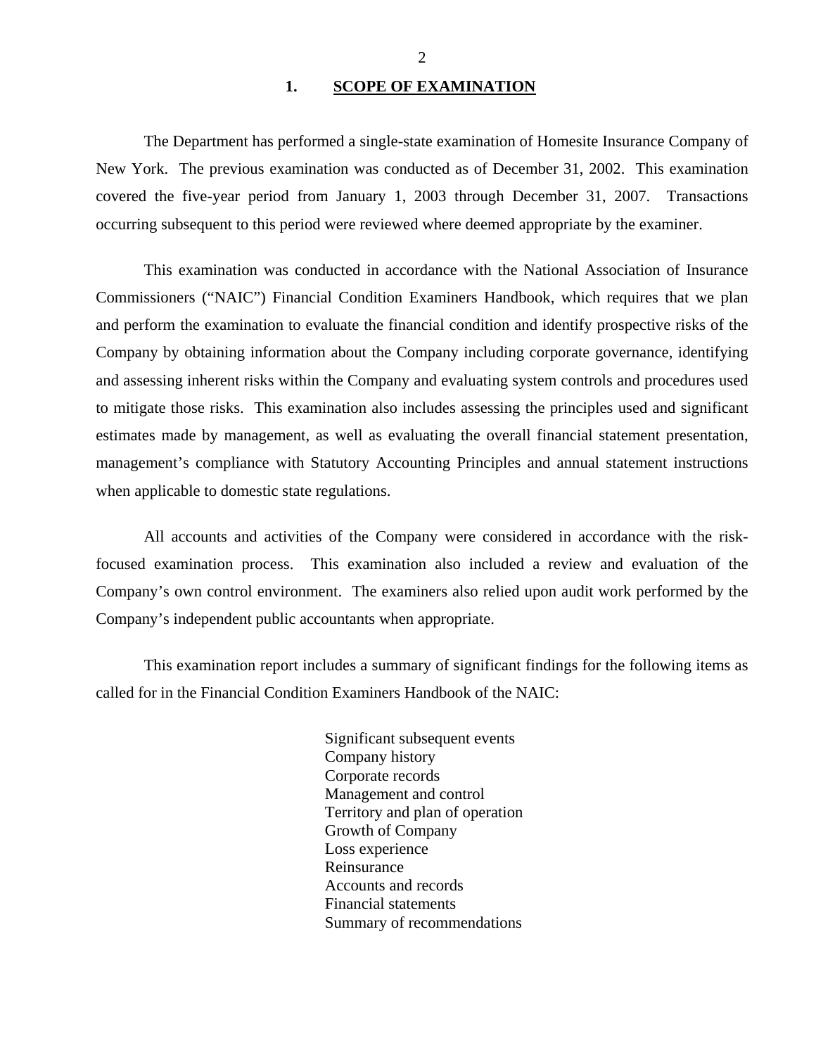## 1. SCOPE OF EXAMINATION

The Department has performed a single-state examination of Homesite Insurance Company of New York. The previous examination was conducted as of December 31, 2002. This examination covered the five-year period from January 1, 2003 through December 31, 2007. Transactions occurring subsequent to this period were reviewed where deemed appropriate by the examiner.

This examination was conducted in accordance with the National Association of Insurance Commissioners ("NAIC") Financial Condition Examiners Handbook, which requires that we plan and perform the examination to evaluate the financial condition and identify prospective risks of the Company by obtaining information about the Company including corporate governance, identifying and assessing inherent risks within the Company and evaluating system controls and procedures used to mitigate those risks. This examination also includes assessing the principles used and significant estimates made by management, as well as evaluating the overall financial statement presentation, management's compliance with Statutory Accounting Principles and annual statement instructions when applicable to domestic state regulations.

All accounts and activities of the Company were considered in accordance with the risk-focused examination process. This examination also included a review and evaluation of the Company's own control environment. The examiners also relied upon audit work performed by the Company's independent public accountants when appropriate.

This examination report includes a summary of significant findings for the following items as called for in the Financial Condition Examiners Handbook of the NAIC:

- Significant subsequent events
- Company history
- Corporate records
- Management and control
- Territory and plan of operation
- Growth of Company
- Loss experience
- Reinsurance
- Accounts and records
- Financial statements
- Summary of recommendations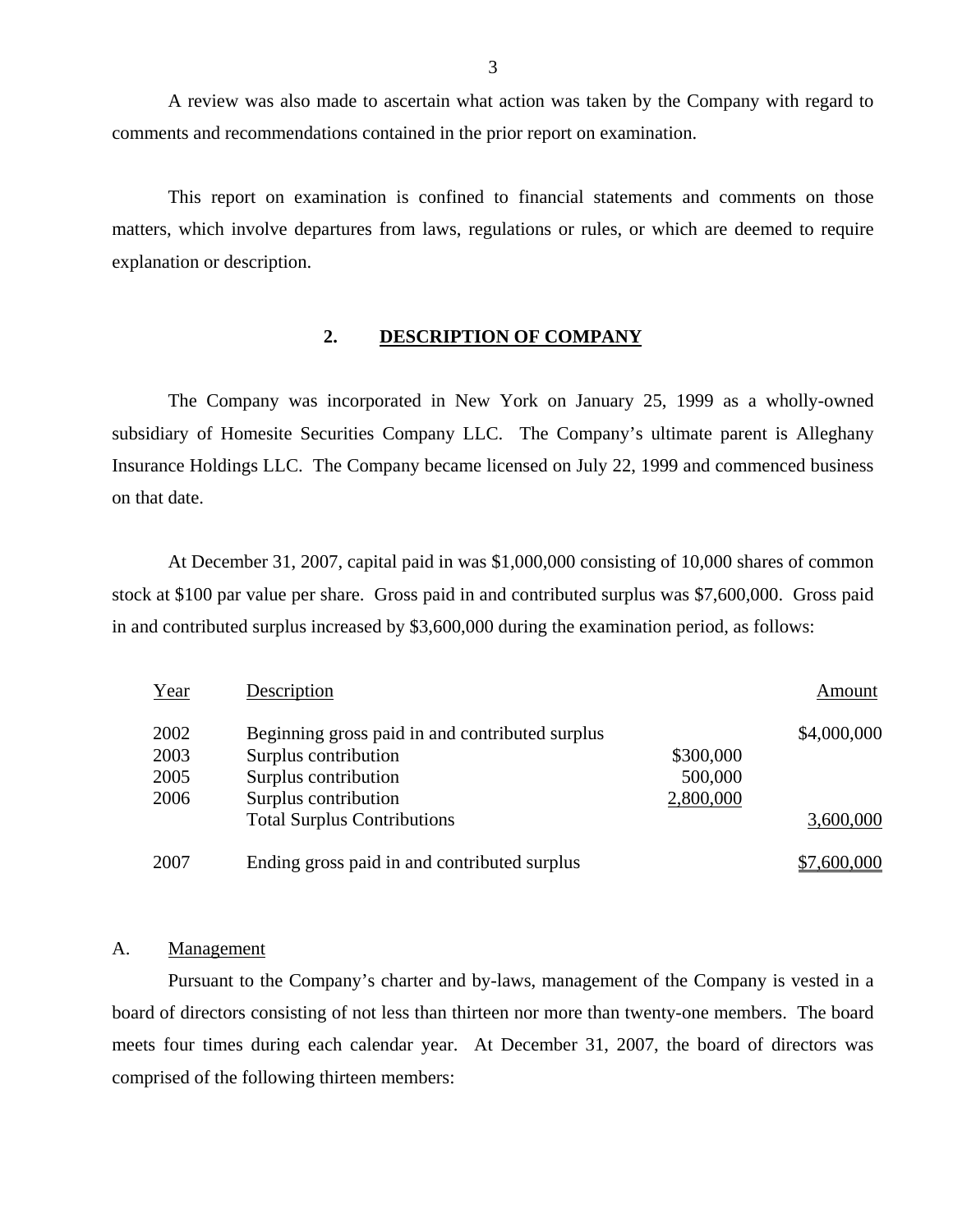A review was also made to ascertain what action was taken by the Company with regard to comments and recommendations contained in the prior report on examination.

This report on examination is confined to financial statements and comments on those matters, which involve departures from laws, regulations or rules, or which are deemed to require explanation or description.

## 2. DESCRIPTION OF COMPANY

The Company was incorporated in New York on January 25, 1999 as a wholly-owned subsidiary of Homesite Securities Company LLC. The Company's ultimate parent is Alleghany Insurance Holdings LLC. The Company became licensed on July 22, 1999 and commenced business on that date.

At December 31, 2007, capital paid in was $1,000,000 consisting of 10,000 shares of common stock at $100 par value per share. Gross paid in and contributed surplus was $7,600,000. Gross paid in and contributed surplus increased by $3,600,000 during the examination period, as follows:

| Year | Description | | Amount |
|---|---|---|---|
| 2002 | Beginning gross paid in and contributed surplus | | $4,000,000 |
| 2003 | Surplus contribution | $300,000 | |
| 2005 | Surplus contribution | 500,000 | |
| 2006 | Surplus contribution | 2,800,000 | |
| | Total Surplus Contributions | | 3,600,000 |
| 2007 | Ending gross paid in and contributed surplus | | $7,600,000 |

### A. Management

Pursuant to the Company's charter and by-laws, management of the Company is vested in a board of directors consisting of not less than thirteen nor more than twenty-one members. The board meets four times during each calendar year. At December 31, 2007, the board of directors was comprised of the following thirteen members: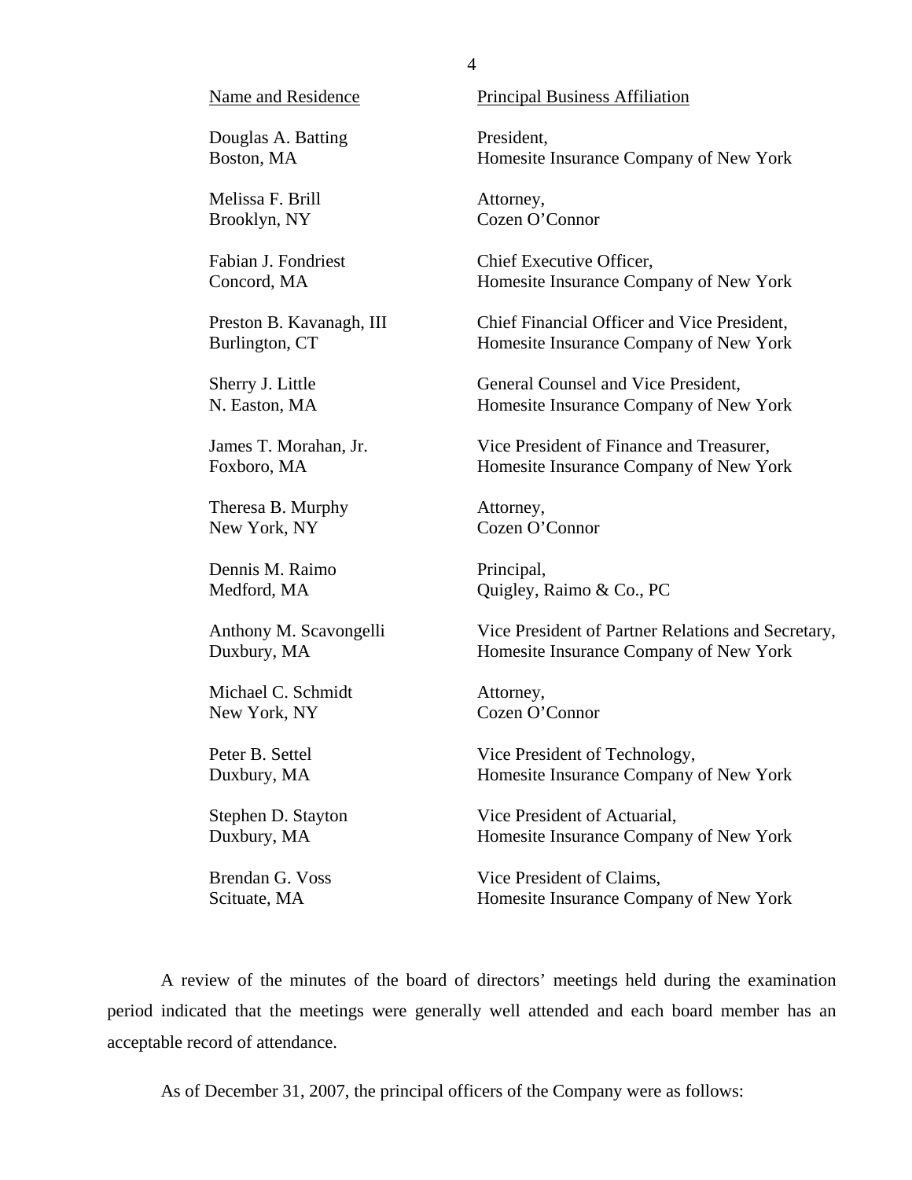| Name and Residence | Principal Business Affiliation |
|---|---|
| Douglas A. Batting<br>Boston, MA | President,<br>Homesite Insurance Company of New York |
| Melissa F. Brill<br>Brooklyn, NY | Attorney,<br>Cozen O'Connor |
| Fabian J. Fondriest<br>Concord, MA | Chief Executive Officer,<br>Homesite Insurance Company of New York |
| Preston B. Kavanagh, III<br>Burlington, CT | Chief Financial Officer and Vice President,<br>Homesite Insurance Company of New York |
| Sherry J. Little<br>N. Easton, MA | General Counsel and Vice President,<br>Homesite Insurance Company of New York |
| James T. Morahan, Jr.<br>Foxboro, MA | Vice President of Finance and Treasurer,<br>Homesite Insurance Company of New York |
| Theresa B. Murphy<br>New York, NY | Attorney,<br>Cozen O'Connor |
| Dennis M. Raimo<br>Medford, MA | Principal,<br>Quigley, Raimo & Co., PC |
| Anthony M. Scavongelli<br>Duxbury, MA | Vice President of Partner Relations and Secretary,<br>Homesite Insurance Company of New York |
| Michael C. Schmidt<br>New York, NY | Attorney,<br>Cozen O'Connor |
| Peter B. Settel<br>Duxbury, MA | Vice President of Technology,<br>Homesite Insurance Company of New York |
| Stephen D. Stayton<br>Duxbury, MA | Vice President of Actuarial,<br>Homesite Insurance Company of New York |
| Brendan G. Voss<br>Scituate, MA | Vice President of Claims,<br>Homesite Insurance Company of New York |

A review of the minutes of the board of directors' meetings held during the examination period indicated that the meetings were generally well attended and each board member has an acceptable record of attendance.

As of December 31, 2007, the principal officers of the Company were as follows: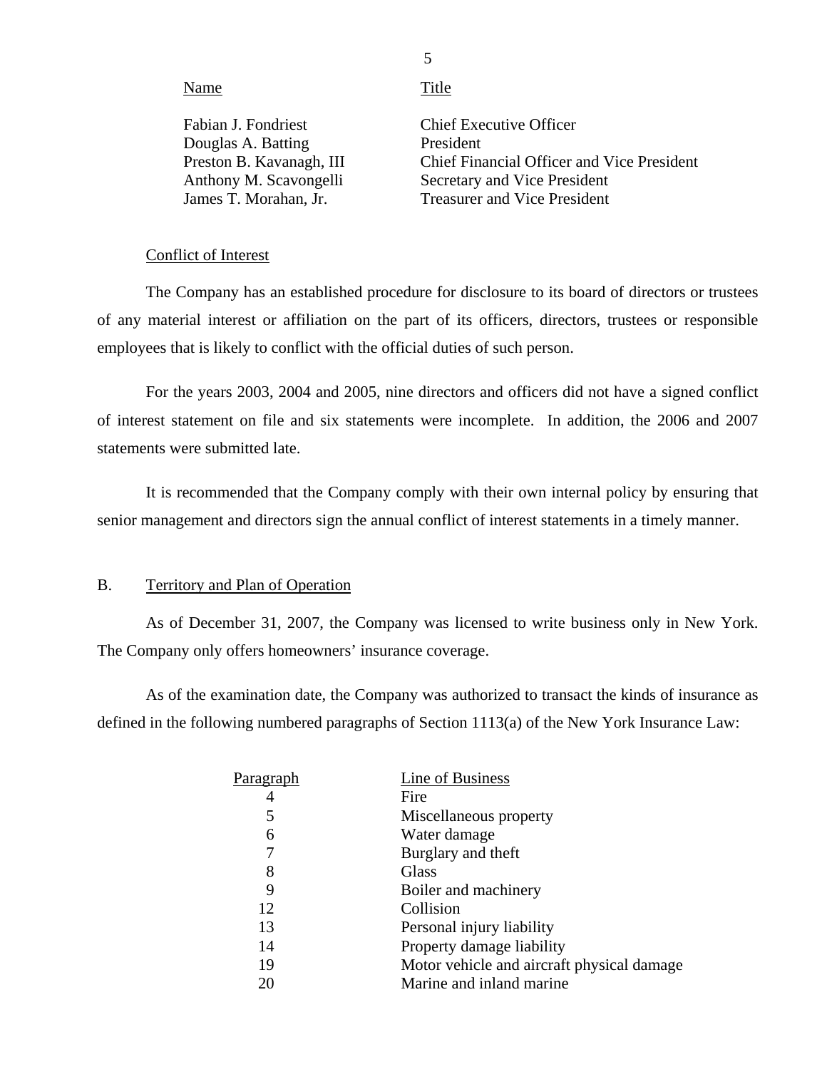| Name | Title |
|---|---|
| Fabian J. Fondriest | Chief Executive Officer |
| Douglas A. Batting | President |
| Preston B. Kavanagh, III | Chief Financial Officer and Vice President |
| Anthony M. Scavongelli | Secretary and Vice President |
| James T. Morahan, Jr. | Treasurer and Vice President |

Conflict of Interest

The Company has an established procedure for disclosure to its board of directors or trustees of any material interest or affiliation on the part of its officers, directors, trustees or responsible employees that is likely to conflict with the official duties of such person.

For the years 2003, 2004 and 2005, nine directors and officers did not have a signed conflict of interest statement on file and six statements were incomplete. In addition, the 2006 and 2007 statements were submitted late.

It is recommended that the Company comply with their own internal policy by ensuring that senior management and directors sign the annual conflict of interest statements in a timely manner.

## B. Territory and Plan of Operation

As of December 31, 2007, the Company was licensed to write business only in New York. The Company only offers homeowners' insurance coverage.

As of the examination date, the Company was authorized to transact the kinds of insurance as defined in the following numbered paragraphs of Section 1113(a) of the New York Insurance Law:

| Paragraph | Line of Business |
|---|---|
| 4 | Fire |
| 5 | Miscellaneous property |
| 6 | Water damage |
| 7 | Burglary and theft |
| 8 | Glass |
| 9 | Boiler and machinery |
| 12 | Collision |
| 13 | Personal injury liability |
| 14 | Property damage liability |
| 19 | Motor vehicle and aircraft physical damage |
| 20 | Marine and inland marine |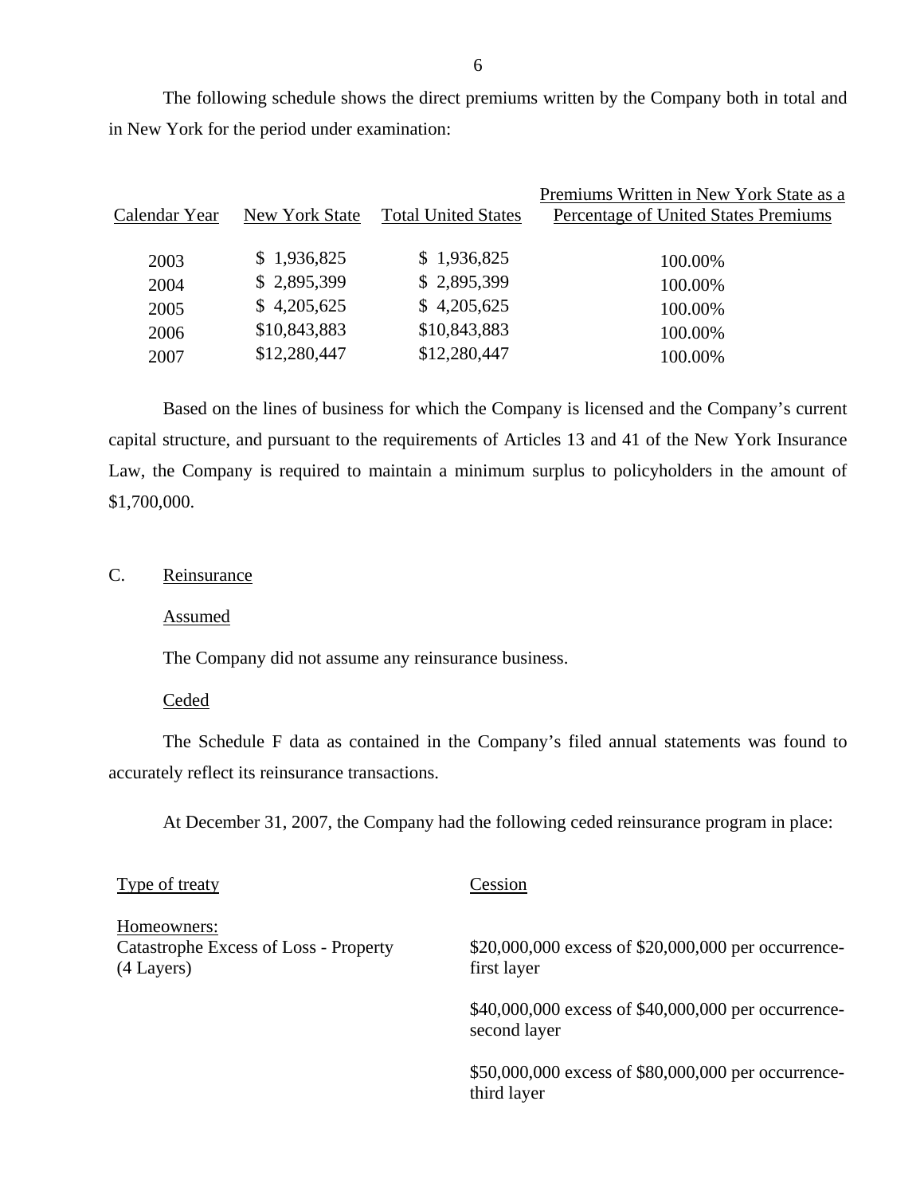The following schedule shows the direct premiums written by the Company both in total and in New York for the period under examination:

| Calendar Year | New York State | Total United States | Premiums Written in New York State as a Percentage of United States Premiums |
|---|---|---|---|
| 2003 | $ 1,936,825 | $ 1,936,825 | 100.00% |
| 2004 | $ 2,895,399 | $ 2,895,399 | 100.00% |
| 2005 | $ 4,205,625 | $ 4,205,625 | 100.00% |
| 2006 | $10,843,883 | $10,843,883 | 100.00% |
| 2007 | $12,280,447 | $12,280,447 | 100.00% |

Based on the lines of business for which the Company is licensed and the Company's current capital structure, and pursuant to the requirements of Articles 13 and 41 of the New York Insurance Law, the Company is required to maintain a minimum surplus to policyholders in the amount of $1,700,000.

## C. Reinsurance

### Assumed

The Company did not assume any reinsurance business.

### Ceded

The Schedule F data as contained in the Company's filed annual statements was found to accurately reflect its reinsurance transactions.

At December 31, 2007, the Company had the following ceded reinsurance program in place:

| Type of treaty | Cession |
|---|---|
| Homeowners:<br>Catastrophe Excess of Loss - Property (4 Layers) | $20,000,000 excess of $20,000,000 per occurrence-first layer |
| | $40,000,000 excess of $40,000,000 per occurrence-second layer |
| | $50,000,000 excess of $80,000,000 per occurrence-third layer |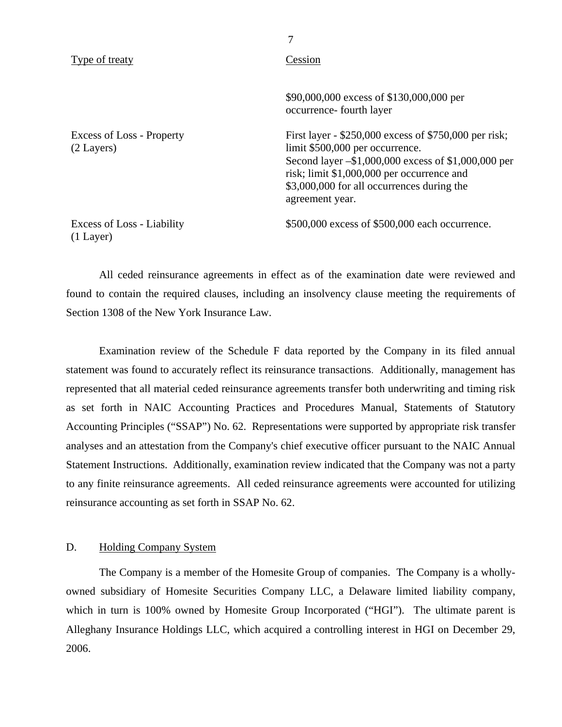| Type of treaty | Cession |
|---|---|
| | \$90,000,000 excess of \$130,000,000 per occurrence- fourth layer |
| Excess of Loss - Property (2 Layers) | First layer - \$250,000 excess of \$750,000 per risk; limit \$500,000 per occurrence. Second layer –\$1,000,000 excess of \$1,000,000 per risk; limit \$1,000,000 per occurrence and \$3,000,000 for all occurrences during the agreement year. |
| Excess of Loss - Liability (1 Layer) | \$500,000 excess of \$500,000 each occurrence. |

All ceded reinsurance agreements in effect as of the examination date were reviewed and found to contain the required clauses, including an insolvency clause meeting the requirements of Section 1308 of the New York Insurance Law.

Examination review of the Schedule F data reported by the Company in its filed annual statement was found to accurately reflect its reinsurance transactions. Additionally, management has represented that all material ceded reinsurance agreements transfer both underwriting and timing risk as set forth in NAIC Accounting Practices and Procedures Manual, Statements of Statutory Accounting Principles ("SSAP") No. 62. Representations were supported by appropriate risk transfer analyses and an attestation from the Company's chief executive officer pursuant to the NAIC Annual Statement Instructions. Additionally, examination review indicated that the Company was not a party to any finite reinsurance agreements. All ceded reinsurance agreements were accounted for utilizing reinsurance accounting as set forth in SSAP No. 62.

## D. Holding Company System

The Company is a member of the Homesite Group of companies. The Company is a wholly-owned subsidiary of Homesite Securities Company LLC, a Delaware limited liability company, which in turn is 100% owned by Homesite Group Incorporated ("HGI"). The ultimate parent is Alleghany Insurance Holdings LLC, which acquired a controlling interest in HGI on December 29, 2006.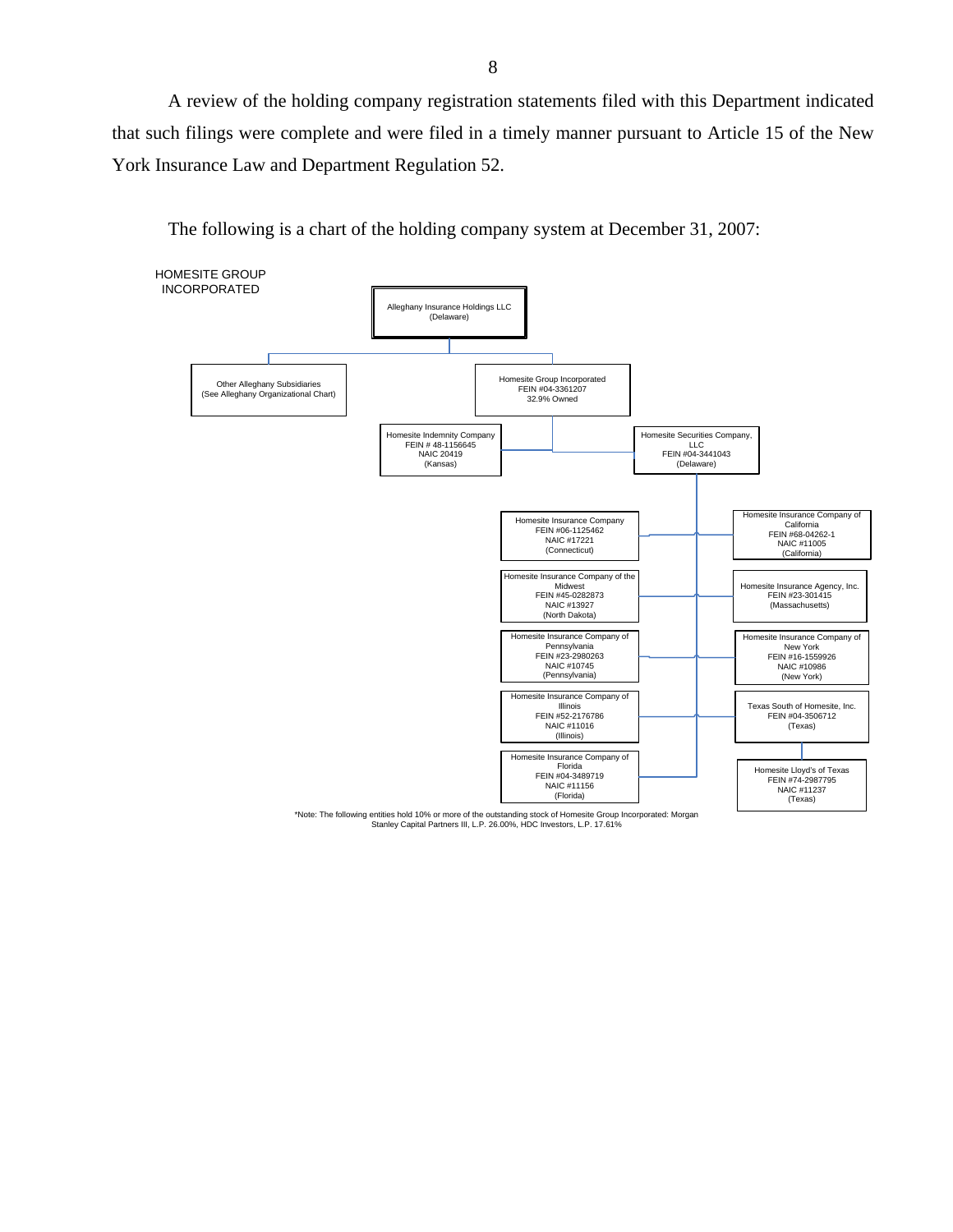A review of the holding company registration statements filed with this Department indicated that such filings were complete and were filed in a timely manner pursuant to Article 15 of the New York Insurance Law and Department Regulation 52.

The following is a chart of the holding company system at December 31, 2007:

HOMESITE GROUP INCORPORATED

- Alleghany Insurance Holdings LLC (Delaware)
  - Other Alleghany Subsidiaries (See Alleghany Organizational Chart)
  - Homesite Group Incorporated, FEIN #04-3361207, 32.9% Owned
    - Homesite Indemnity Company, FEIN # 48-1156645, NAIC 20419 (Kansas)
    - Homesite Securities Company, LLC, FEIN #04-3441043 (Delaware)
      - Homesite Insurance Company, FEIN #06-1125462, NAIC #17221 (Connecticut)
      - Homesite Insurance Company of California, FEIN #68-04262-1, NAIC #11005 (California)
      - Homesite Insurance Company of the Midwest, FEIN #45-0282873, NAIC #13927 (North Dakota)
      - Homesite Insurance Agency, Inc., FEIN #23-301415 (Massachusetts)
      - Homesite Insurance Company of Pennsylvania, FEIN #23-2980263, NAIC #10745 (Pennsylvania)
      - Homesite Insurance Company of New York, FEIN #16-1559926, NAIC #10986 (New York)
      - Homesite Insurance Company of Illinois, FEIN #52-2176786, NAIC #11016 (Illinois)
      - Texas South of Homesite, Inc., FEIN #04-3506712 (Texas)
        - Homesite Lloyd's of Texas, FEIN #74-2987795, NAIC #11237 (Texas)
      - Homesite Insurance Company of Florida, FEIN #04-3489719, NAIC #11156 (Florida)

*Note: The following entities hold 10% or more of the outstanding stock of Homesite Group Incorporated: Morgan Stanley Capital Partners III, L.P. 26.00%, HDC Investors, L.P. 17.61%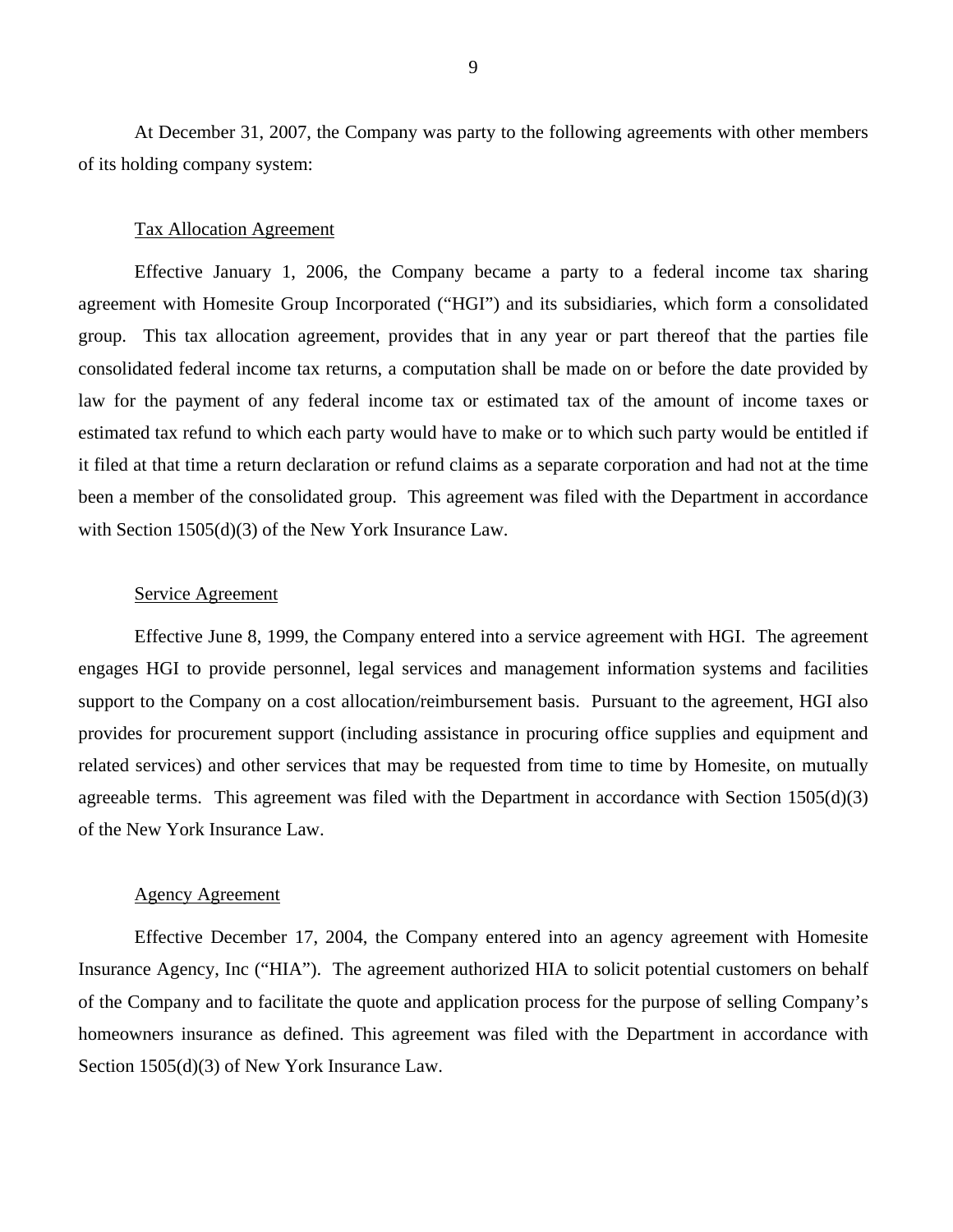At December 31, 2007, the Company was party to the following agreements with other members of its holding company system:

Tax Allocation Agreement

Effective January 1, 2006, the Company became a party to a federal income tax sharing agreement with Homesite Group Incorporated ("HGI") and its subsidiaries, which form a consolidated group. This tax allocation agreement, provides that in any year or part thereof that the parties file consolidated federal income tax returns, a computation shall be made on or before the date provided by law for the payment of any federal income tax or estimated tax of the amount of income taxes or estimated tax refund to which each party would have to make or to which such party would be entitled if it filed at that time a return declaration or refund claims as a separate corporation and had not at the time been a member of the consolidated group. This agreement was filed with the Department in accordance with Section 1505(d)(3) of the New York Insurance Law.

Service Agreement

Effective June 8, 1999, the Company entered into a service agreement with HGI. The agreement engages HGI to provide personnel, legal services and management information systems and facilities support to the Company on a cost allocation/reimbursement basis. Pursuant to the agreement, HGI also provides for procurement support (including assistance in procuring office supplies and equipment and related services) and other services that may be requested from time to time by Homesite, on mutually agreeable terms. This agreement was filed with the Department in accordance with Section 1505(d)(3) of the New York Insurance Law.

Agency Agreement

Effective December 17, 2004, the Company entered into an agency agreement with Homesite Insurance Agency, Inc ("HIA"). The agreement authorized HIA to solicit potential customers on behalf of the Company and to facilitate the quote and application process for the purpose of selling Company's homeowners insurance as defined. This agreement was filed with the Department in accordance with Section 1505(d)(3) of New York Insurance Law.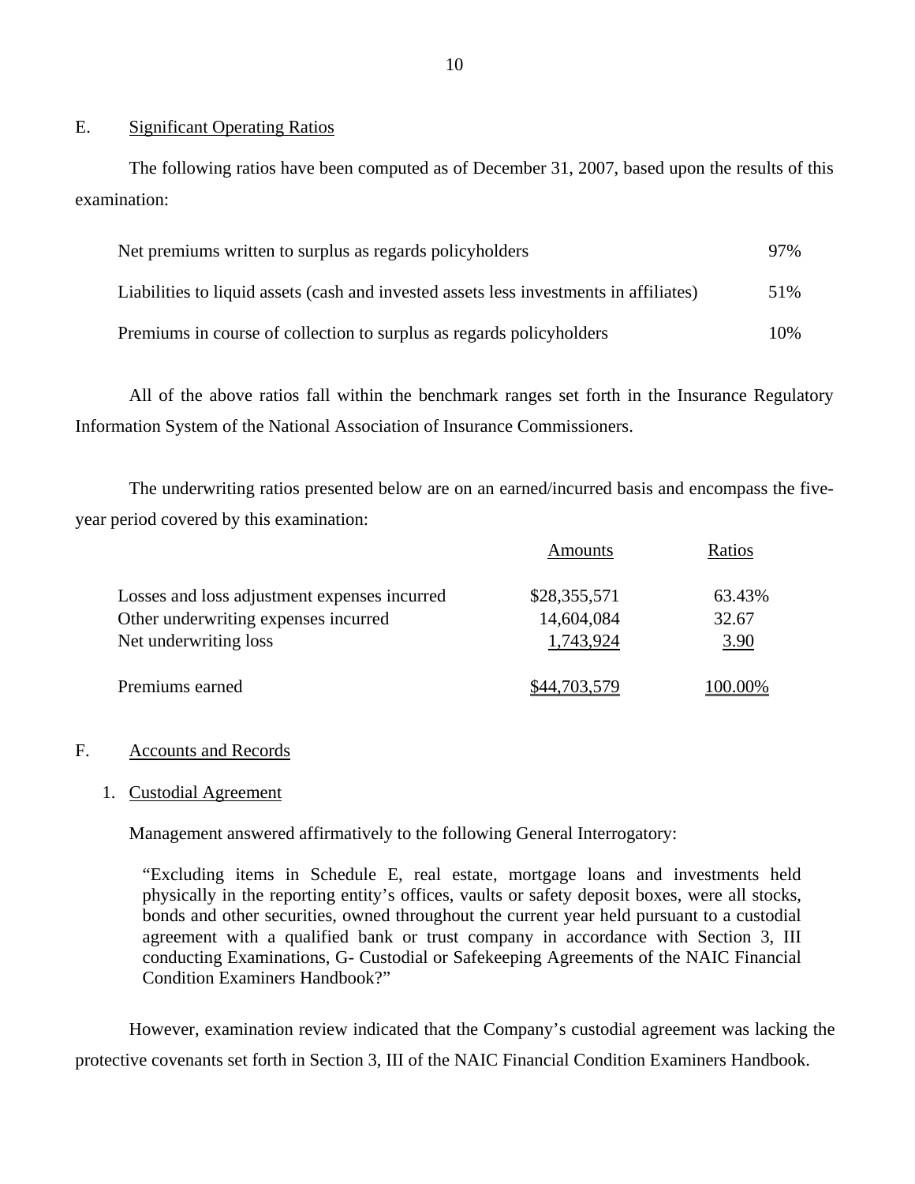## E. Significant Operating Ratios

The following ratios have been computed as of December 31, 2007, based upon the results of this examination:

| | |
|---|---|
| Net premiums written to surplus as regards policyholders | 97% |
| Liabilities to liquid assets (cash and invested assets less investments in affiliates) | 51% |
| Premiums in course of collection to surplus as regards policyholders | 10% |

All of the above ratios fall within the benchmark ranges set forth in the Insurance Regulatory Information System of the National Association of Insurance Commissioners.

The underwriting ratios presented below are on an earned/incurred basis and encompass the five-year period covered by this examination:

| | Amounts | Ratios |
|---|---|---|
| Losses and loss adjustment expenses incurred | $28,355,571 | 63.43% |
| Other underwriting expenses incurred | 14,604,084 | 32.67 |
| Net underwriting loss | 1,743,924 | 3.90 |
| Premiums earned | $44,703,579 | 100.00% |

## F. Accounts and Records

### 1. Custodial Agreement

Management answered affirmatively to the following General Interrogatory:

> "Excluding items in Schedule E, real estate, mortgage loans and investments held physically in the reporting entity's offices, vaults or safety deposit boxes, were all stocks, bonds and other securities, owned throughout the current year held pursuant to a custodial agreement with a qualified bank or trust company in accordance with Section 3, III conducting Examinations, G- Custodial or Safekeeping Agreements of the NAIC Financial Condition Examiners Handbook?"

However, examination review indicated that the Company's custodial agreement was lacking the protective covenants set forth in Section 3, III of the NAIC Financial Condition Examiners Handbook.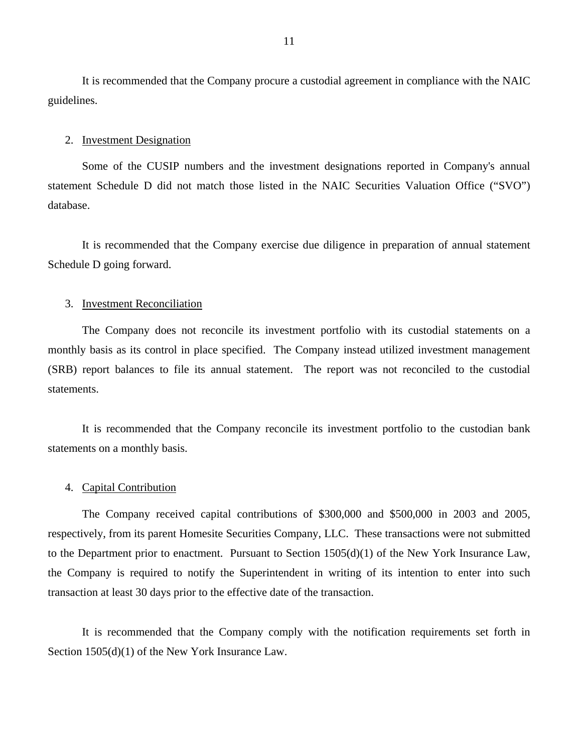It is recommended that the Company procure a custodial agreement in compliance with the NAIC guidelines.

2. Investment Designation

Some of the CUSIP numbers and the investment designations reported in Company's annual statement Schedule D did not match those listed in the NAIC Securities Valuation Office ("SVO") database.

It is recommended that the Company exercise due diligence in preparation of annual statement Schedule D going forward.

3. Investment Reconciliation

The Company does not reconcile its investment portfolio with its custodial statements on a monthly basis as its control in place specified. The Company instead utilized investment management (SRB) report balances to file its annual statement. The report was not reconciled to the custodial statements.

It is recommended that the Company reconcile its investment portfolio to the custodian bank statements on a monthly basis.

4. Capital Contribution

The Company received capital contributions of $300,000 and $500,000 in 2003 and 2005, respectively, from its parent Homesite Securities Company, LLC. These transactions were not submitted to the Department prior to enactment. Pursuant to Section 1505(d)(1) of the New York Insurance Law, the Company is required to notify the Superintendent in writing of its intention to enter into such transaction at least 30 days prior to the effective date of the transaction.

It is recommended that the Company comply with the notification requirements set forth in Section 1505(d)(1) of the New York Insurance Law.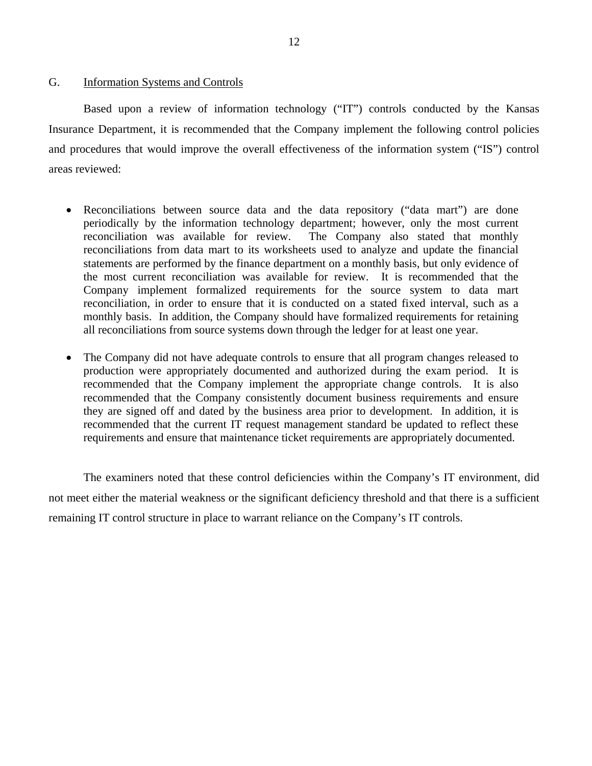## G. Information Systems and Controls

Based upon a review of information technology ("IT") controls conducted by the Kansas Insurance Department, it is recommended that the Company implement the following control policies and procedures that would improve the overall effectiveness of the information system ("IS") control areas reviewed:

- Reconciliations between source data and the data repository ("data mart") are done periodically by the information technology department; however, only the most current reconciliation was available for review. The Company also stated that monthly reconciliations from data mart to its worksheets used to analyze and update the financial statements are performed by the finance department on a monthly basis, but only evidence of the most current reconciliation was available for review. It is recommended that the Company implement formalized requirements for the source system to data mart reconciliation, in order to ensure that it is conducted on a stated fixed interval, such as a monthly basis. In addition, the Company should have formalized requirements for retaining all reconciliations from source systems down through the ledger for at least one year.

- The Company did not have adequate controls to ensure that all program changes released to production were appropriately documented and authorized during the exam period. It is recommended that the Company implement the appropriate change controls. It is also recommended that the Company consistently document business requirements and ensure they are signed off and dated by the business area prior to development. In addition, it is recommended that the current IT request management standard be updated to reflect these requirements and ensure that maintenance ticket requirements are appropriately documented.

The examiners noted that these control deficiencies within the Company's IT environment, did not meet either the material weakness or the significant deficiency threshold and that there is a sufficient remaining IT control structure in place to warrant reliance on the Company's IT controls.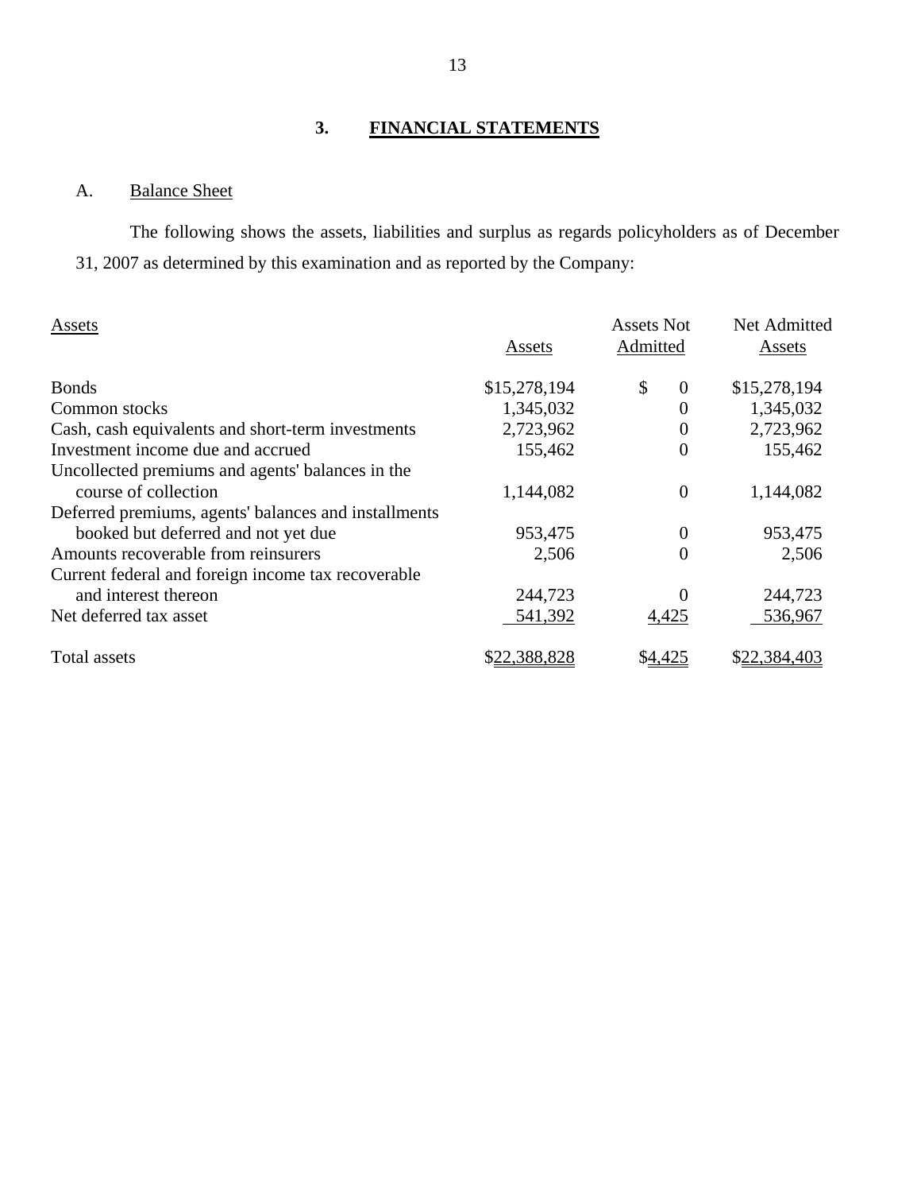## 3. FINANCIAL STATEMENTS

### A. Balance Sheet

The following shows the assets, liabilities and surplus as regards policyholders as of December 31, 2007 as determined by this examination and as reported by the Company:

| Assets | Assets | Assets Not Admitted | Net Admitted Assets |
|---|---|---|---|
| Bonds | $15,278,194 | $ 0 | $15,278,194 |
| Common stocks | 1,345,032 | 0 | 1,345,032 |
| Cash, cash equivalents and short-term investments | 2,723,962 | 0 | 2,723,962 |
| Investment income due and accrued | 155,462 | 0 | 155,462 |
| Uncollected premiums and agents' balances in the course of collection | 1,144,082 | 0 | 1,144,082 |
| Deferred premiums, agents' balances and installments booked but deferred and not yet due | 953,475 | 0 | 953,475 |
| Amounts recoverable from reinsurers | 2,506 | 0 | 2,506 |
| Current federal and foreign income tax recoverable and interest thereon | 244,723 | 0 | 244,723 |
| Net deferred tax asset | 541,392 | 4,425 | 536,967 |
| Total assets | $22,388,828 | $4,425 | $22,384,403 |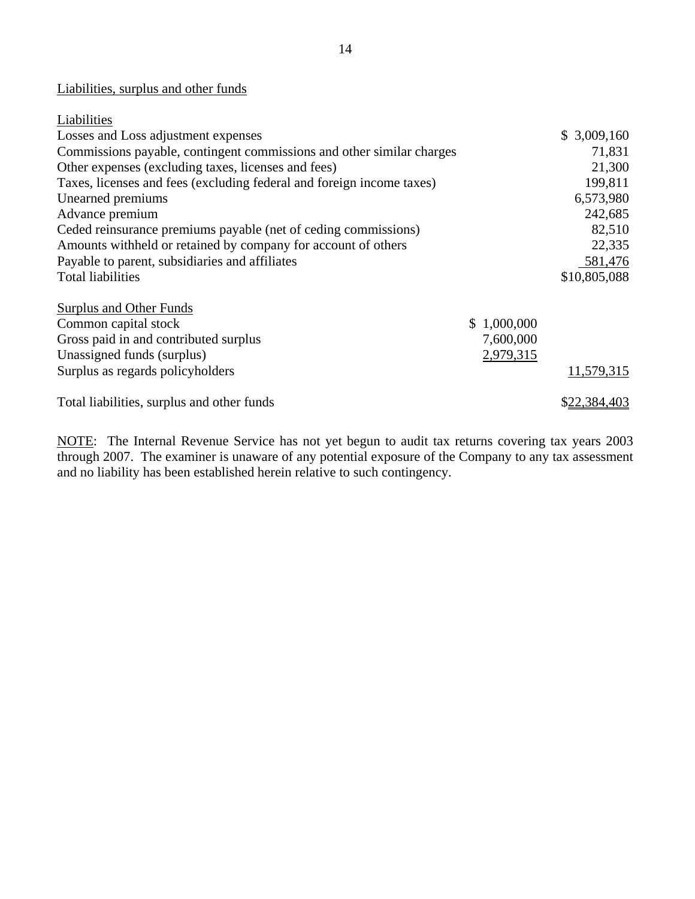Liabilities, surplus and other funds

| Liabilities | | |
|---|---|---|
| Losses and Loss adjustment expenses | | $ 3,009,160 |
| Commissions payable, contingent commissions and other similar charges | | 71,831 |
| Other expenses (excluding taxes, licenses and fees) | | 21,300 |
| Taxes, licenses and fees (excluding federal and foreign income taxes) | | 199,811 |
| Unearned premiums | | 6,573,980 |
| Advance premium | | 242,685 |
| Ceded reinsurance premiums payable (net of ceding commissions) | | 82,510 |
| Amounts withheld or retained by company for account of others | | 22,335 |
| Payable to parent, subsidiaries and affiliates | | 581,476 |
| Total liabilities | | $10,805,088 |
| **Surplus and Other Funds** | | |
| Common capital stock | $ 1,000,000 | |
| Gross paid in and contributed surplus | 7,600,000 | |
| Unassigned funds (surplus) | 2,979,315 | |
| Surplus as regards policyholders | | 11,579,315 |
| Total liabilities, surplus and other funds | | $22,384,403 |

NOTE: The Internal Revenue Service has not yet begun to audit tax returns covering tax years 2003 through 2007. The examiner is unaware of any potential exposure of the Company to any tax assessment and no liability has been established herein relative to such contingency.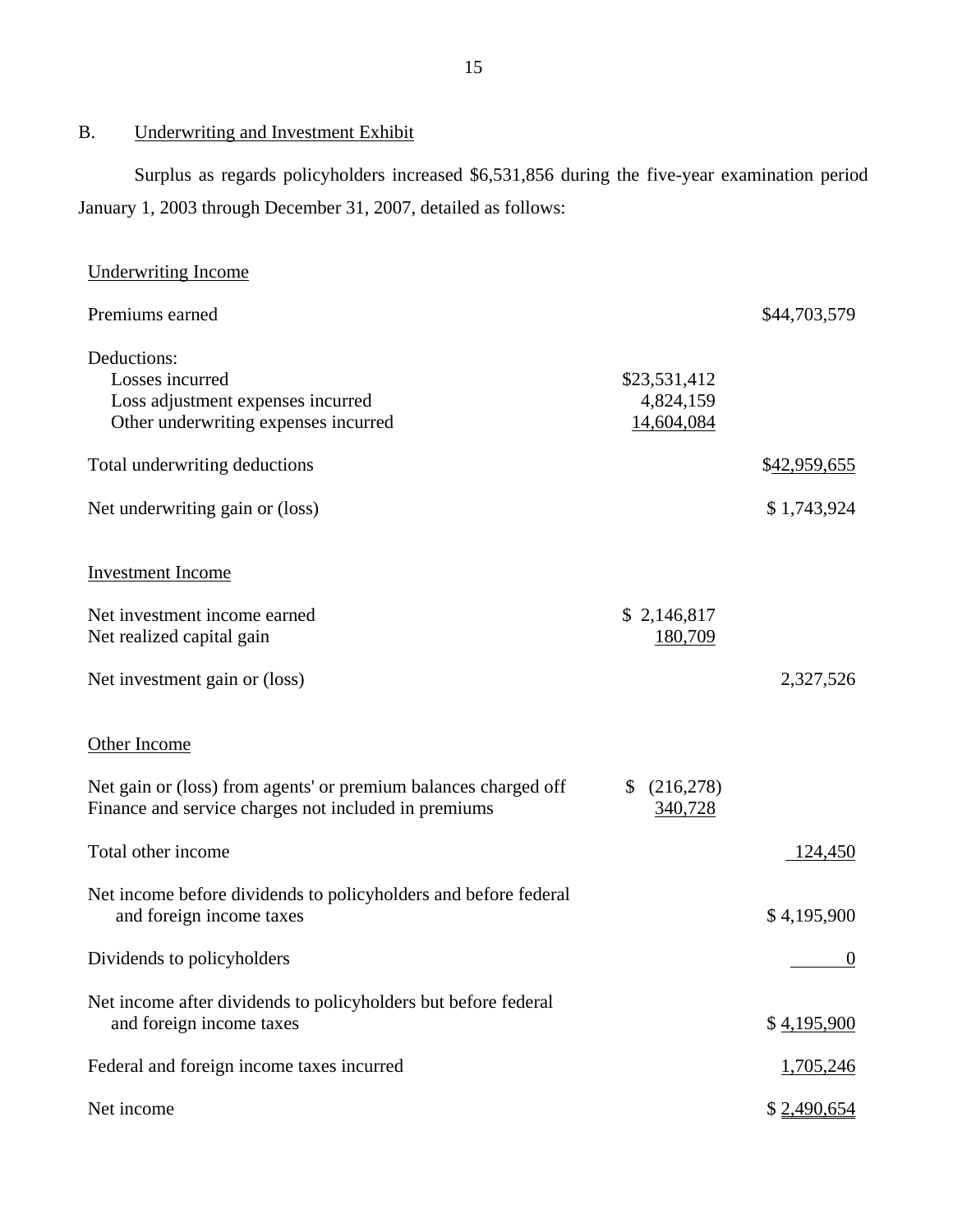## B. Underwriting and Investment Exhibit

Surplus as regards policyholders increased $6,531,856 during the five-year examination period January 1, 2003 through December 31, 2007, detailed as follows:

| | | |
|---|---|---|
| **Underwriting Income** | | |
| Premiums earned | | $44,703,579 |
| Deductions: | | |
| Losses incurred | $23,531,412 | |
| Loss adjustment expenses incurred | 4,824,159 | |
| Other underwriting expenses incurred | 14,604,084 | |
| Total underwriting deductions | | $42,959,655 |
| Net underwriting gain or (loss) | | $ 1,743,924 |
| **Investment Income** | | |
| Net investment income earned | $ 2,146,817 | |
| Net realized capital gain | 180,709 | |
| Net investment gain or (loss) | | 2,327,526 |
| **Other Income** | | |
| Net gain or (loss) from agents' or premium balances charged off | $ (216,278) | |
| Finance and service charges not included in premiums | 340,728 | |
| Total other income | | 124,450 |
| Net income before dividends to policyholders and before federal and foreign income taxes | | $ 4,195,900 |
| Dividends to policyholders | | 0 |
| Net income after dividends to policyholders but before federal and foreign income taxes | | $ 4,195,900 |
| Federal and foreign income taxes incurred | | 1,705,246 |
| Net income | | $ 2,490,654 |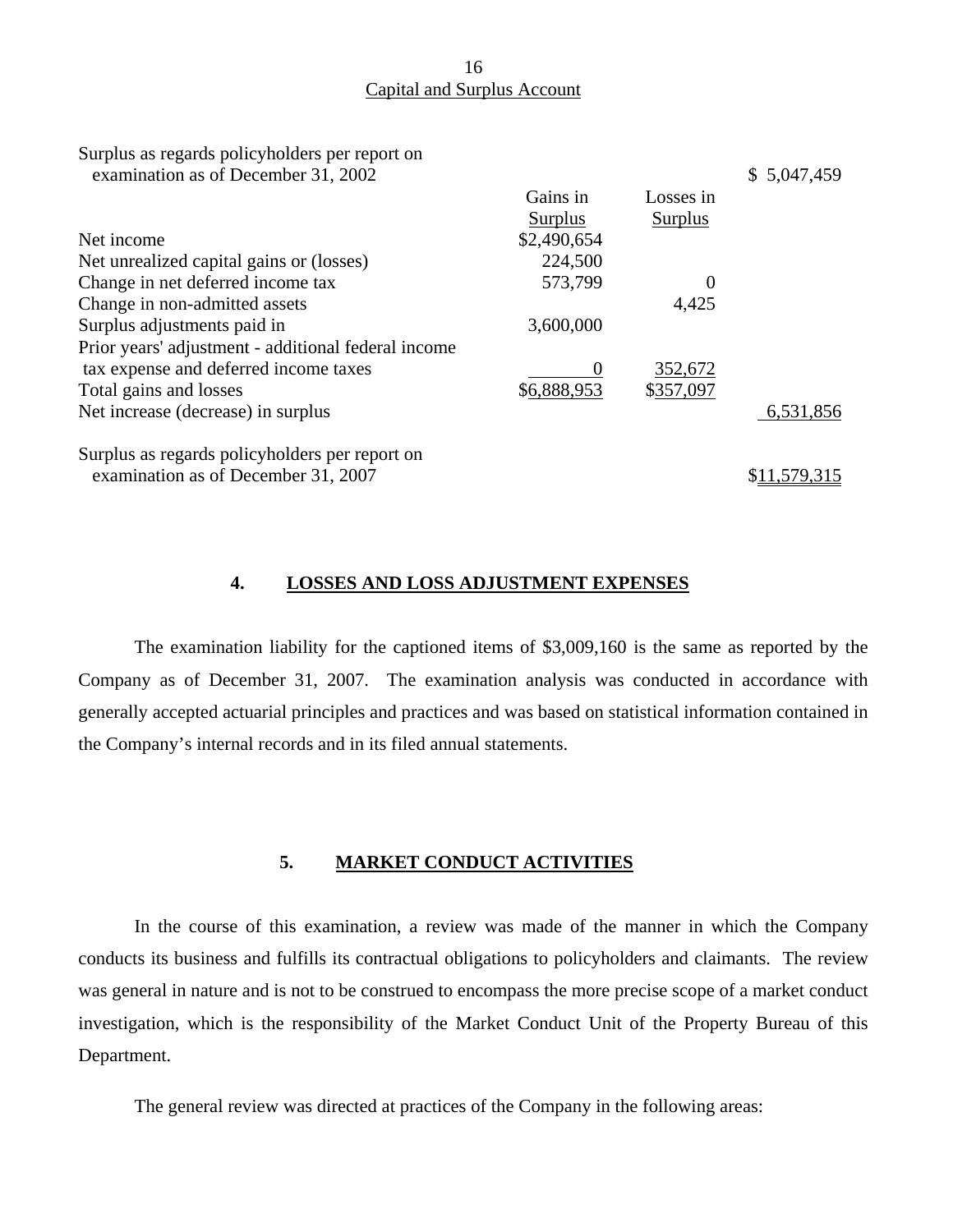## Capital and Surplus Account

| | Gains in Surplus | Losses in Surplus | |
|---|---|---|---|
| Surplus as regards policyholders per report on examination as of December 31, 2002 | | | $ 5,047,459 |
| Net income | $2,490,654 | | |
| Net unrealized capital gains or (losses) | 224,500 | | |
| Change in net deferred income tax | 573,799 | 0 | |
| Change in non-admitted assets | | 4,425 | |
| Surplus adjustments paid in | 3,600,000 | | |
| Prior years' adjustment - additional federal income tax expense and deferred income taxes | 0 | 352,672 | |
| Total gains and losses | $6,888,953 | $357,097 | |
| Net increase (decrease) in surplus | | | 6,531,856 |
| Surplus as regards policyholders per report on examination as of December 31, 2007 | | | $11,579,315 |

## 4. LOSSES AND LOSS ADJUSTMENT EXPENSES

The examination liability for the captioned items of $3,009,160 is the same as reported by the Company as of December 31, 2007. The examination analysis was conducted in accordance with generally accepted actuarial principles and practices and was based on statistical information contained in the Company's internal records and in its filed annual statements.

## 5. MARKET CONDUCT ACTIVITIES

In the course of this examination, a review was made of the manner in which the Company conducts its business and fulfills its contractual obligations to policyholders and claimants. The review was general in nature and is not to be construed to encompass the more precise scope of a market conduct investigation, which is the responsibility of the Market Conduct Unit of the Property Bureau of this Department.

The general review was directed at practices of the Company in the following areas: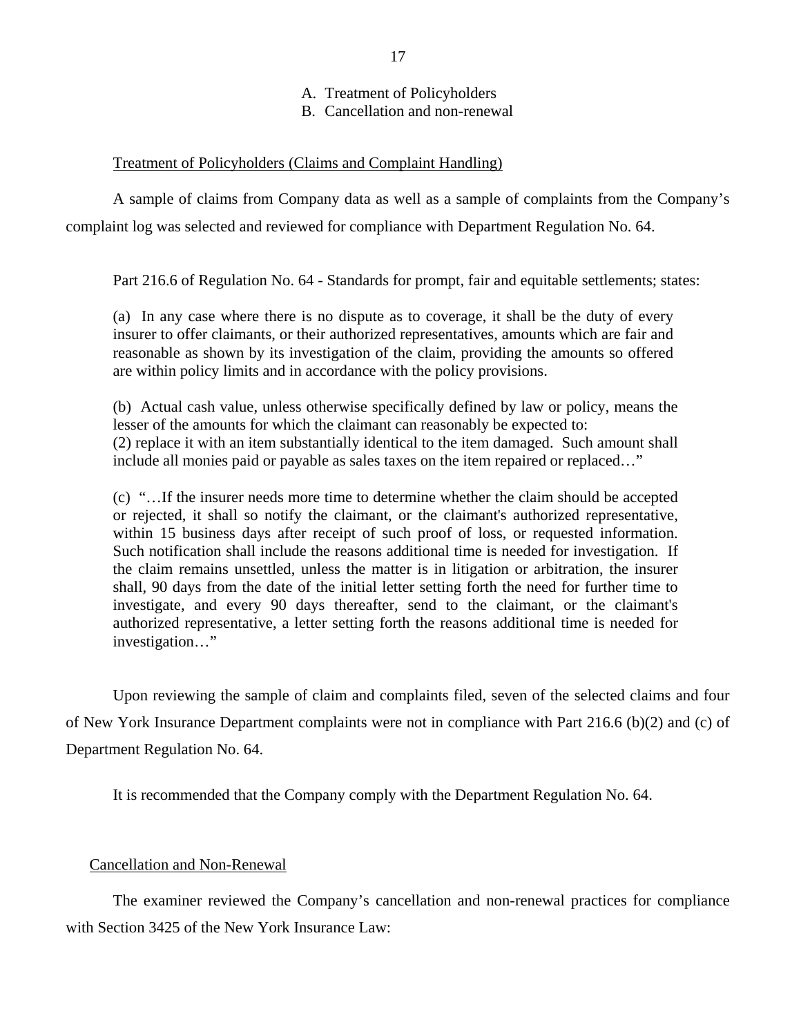A. Treatment of Policyholders
B. Cancellation and non-renewal

Treatment of Policyholders (Claims and Complaint Handling)

A sample of claims from Company data as well as a sample of complaints from the Company's complaint log was selected and reviewed for compliance with Department Regulation No. 64.

Part 216.6 of Regulation No. 64 - Standards for prompt, fair and equitable settlements; states:

> (a) In any case where there is no dispute as to coverage, it shall be the duty of every insurer to offer claimants, or their authorized representatives, amounts which are fair and reasonable as shown by its investigation of the claim, providing the amounts so offered are within policy limits and in accordance with the policy provisions.
>
> (b) Actual cash value, unless otherwise specifically defined by law or policy, means the lesser of the amounts for which the claimant can reasonably be expected to:
> (2) replace it with an item substantially identical to the item damaged. Such amount shall include all monies paid or payable as sales taxes on the item repaired or replaced…"
>
> (c) "…If the insurer needs more time to determine whether the claim should be accepted or rejected, it shall so notify the claimant, or the claimant's authorized representative, within 15 business days after receipt of such proof of loss, or requested information. Such notification shall include the reasons additional time is needed for investigation. If the claim remains unsettled, unless the matter is in litigation or arbitration, the insurer shall, 90 days from the date of the initial letter setting forth the need for further time to investigate, and every 90 days thereafter, send to the claimant, or the claimant's authorized representative, a letter setting forth the reasons additional time is needed for investigation…"

Upon reviewing the sample of claim and complaints filed, seven of the selected claims and four of New York Insurance Department complaints were not in compliance with Part 216.6 (b)(2) and (c) of Department Regulation No. 64.

It is recommended that the Company comply with the Department Regulation No. 64.

Cancellation and Non-Renewal

The examiner reviewed the Company's cancellation and non-renewal practices for compliance with Section 3425 of the New York Insurance Law: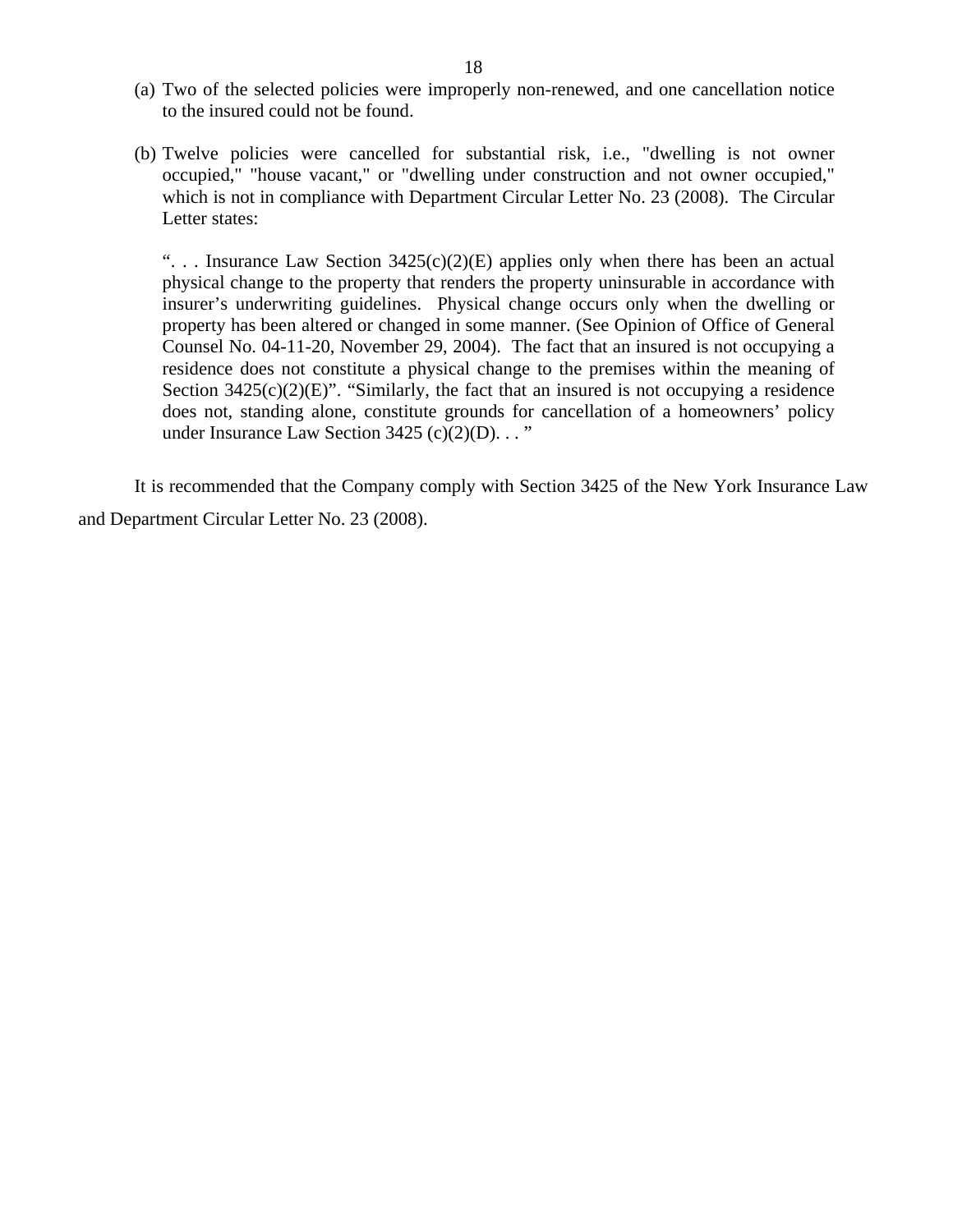(a) Two of the selected policies were improperly non-renewed, and one cancellation notice to the insured could not be found.

(b) Twelve policies were cancelled for substantial risk, i.e., "dwelling is not owner occupied," "house vacant," or "dwelling under construction and not owner occupied," which is not in compliance with Department Circular Letter No. 23 (2008). The Circular Letter states:

> ". . . Insurance Law Section 3425(c)(2)(E) applies only when there has been an actual physical change to the property that renders the property uninsurable in accordance with insurer's underwriting guidelines. Physical change occurs only when the dwelling or property has been altered or changed in some manner. (See Opinion of Office of General Counsel No. 04-11-20, November 29, 2004). The fact that an insured is not occupying a residence does not constitute a physical change to the premises within the meaning of Section 3425(c)(2)(E)". "Similarly, the fact that an insured is not occupying a residence does not, standing alone, constitute grounds for cancellation of a homeowners' policy under Insurance Law Section 3425 (c)(2)(D). . . "

It is recommended that the Company comply with Section 3425 of the New York Insurance Law and Department Circular Letter No. 23 (2008).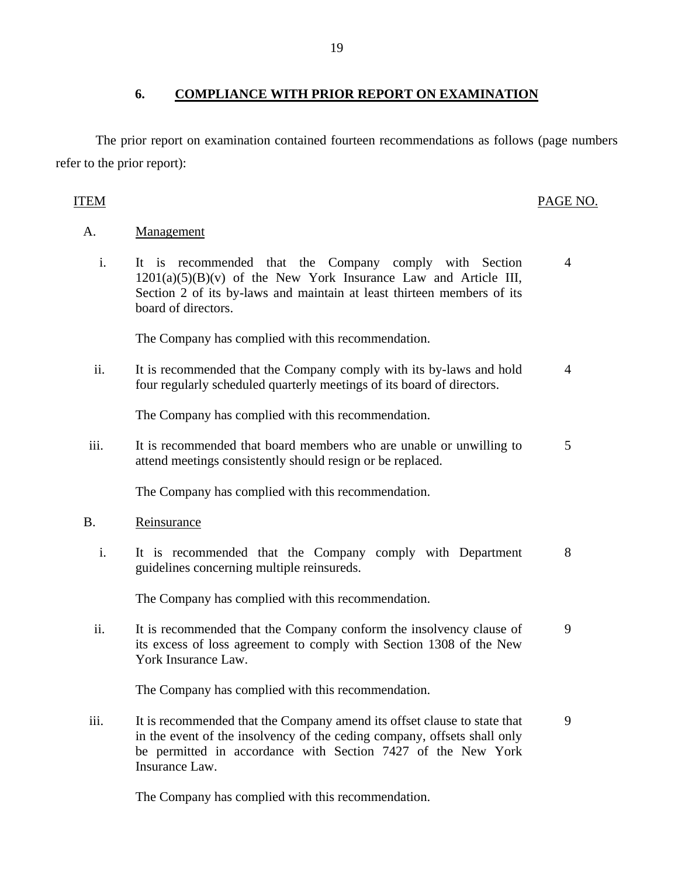## 6. COMPLIANCE WITH PRIOR REPORT ON EXAMINATION

The prior report on examination contained fourteen recommendations as follows (page numbers refer to the prior report):

| ITEM | | PAGE NO. |
|---|---|---|
| A. | Management | |
| i. | It is recommended that the Company comply with Section 1201(a)(5)(B)(v) of the New York Insurance Law and Article III, Section 2 of its by-laws and maintain at least thirteen members of its board of directors. | 4 |
| | The Company has complied with this recommendation. | |
| ii. | It is recommended that the Company comply with its by-laws and hold four regularly scheduled quarterly meetings of its board of directors. | 4 |
| | The Company has complied with this recommendation. | |
| iii. | It is recommended that board members who are unable or unwilling to attend meetings consistently should resign or be replaced. | 5 |
| | The Company has complied with this recommendation. | |
| B. | Reinsurance | |
| i. | It is recommended that the Company comply with Department guidelines concerning multiple reinsureds. | 8 |
| | The Company has complied with this recommendation. | |
| ii. | It is recommended that the Company conform the insolvency clause of its excess of loss agreement to comply with Section 1308 of the New York Insurance Law. | 9 |
| | The Company has complied with this recommendation. | |
| iii. | It is recommended that the Company amend its offset clause to state that in the event of the insolvency of the ceding company, offsets shall only be permitted in accordance with Section 7427 of the New York Insurance Law. | 9 |
| | The Company has complied with this recommendation. | |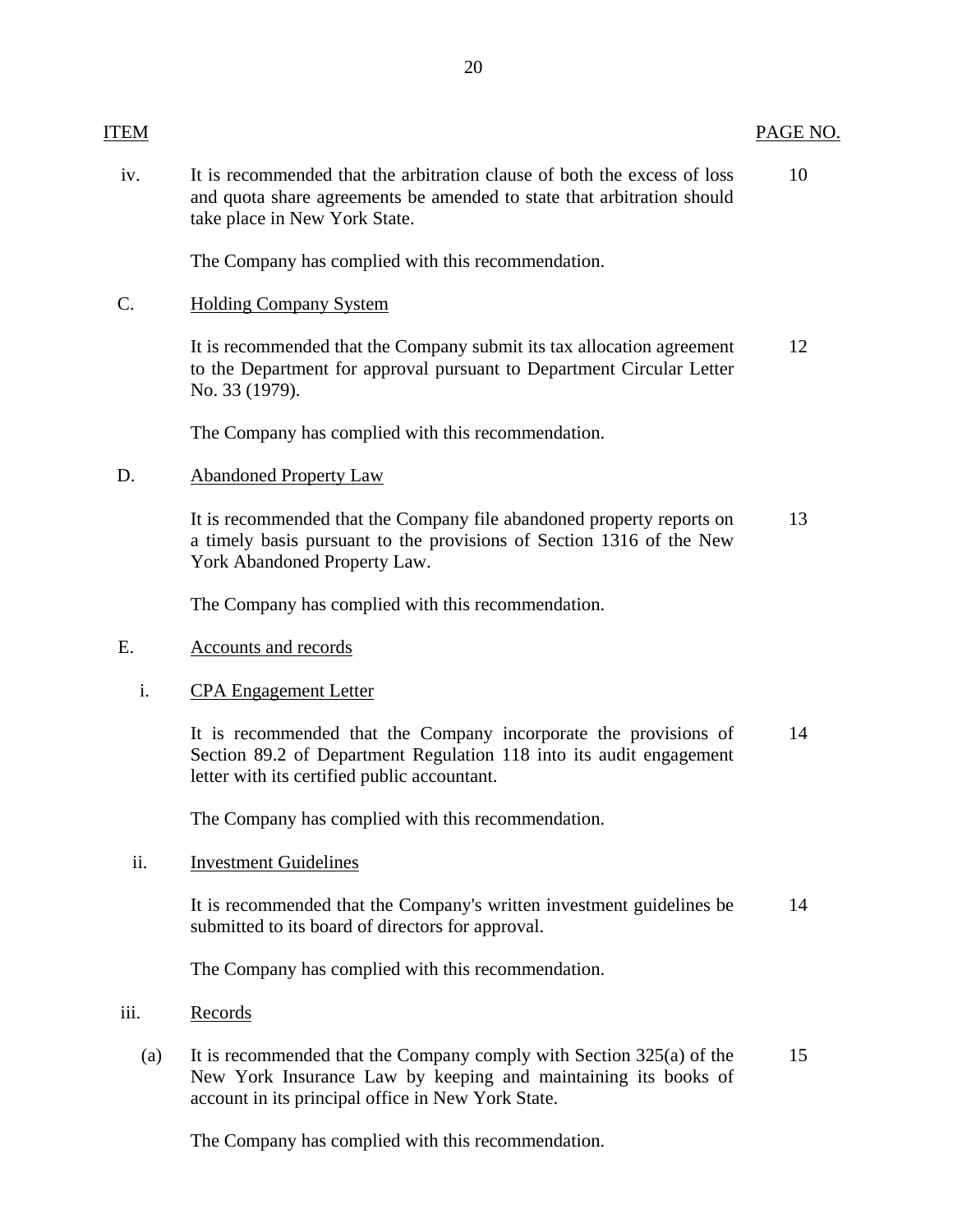| ITEM | | PAGE NO. |
|---|---|---|
| iv. | It is recommended that the arbitration clause of both the excess of loss and quota share agreements be amended to state that arbitration should take place in New York State. | 10 |
| | The Company has complied with this recommendation. | |
| C. | Holding Company System | |
| | It is recommended that the Company submit its tax allocation agreement to the Department for approval pursuant to Department Circular Letter No. 33 (1979). | 12 |
| | The Company has complied with this recommendation. | |
| D. | Abandoned Property Law | |
| | It is recommended that the Company file abandoned property reports on a timely basis pursuant to the provisions of Section 1316 of the New York Abandoned Property Law. | 13 |
| | The Company has complied with this recommendation. | |
| E. | Accounts and records | |
| i. | CPA Engagement Letter | |
| | It is recommended that the Company incorporate the provisions of Section 89.2 of Department Regulation 118 into its audit engagement letter with its certified public accountant. | 14 |
| | The Company has complied with this recommendation. | |
| ii. | Investment Guidelines | |
| | It is recommended that the Company's written investment guidelines be submitted to its board of directors for approval. | 14 |
| | The Company has complied with this recommendation. | |
| iii. | Records | |
| (a) | It is recommended that the Company comply with Section 325(a) of the New York Insurance Law by keeping and maintaining its books of account in its principal office in New York State. | 15 |
| | The Company has complied with this recommendation. | |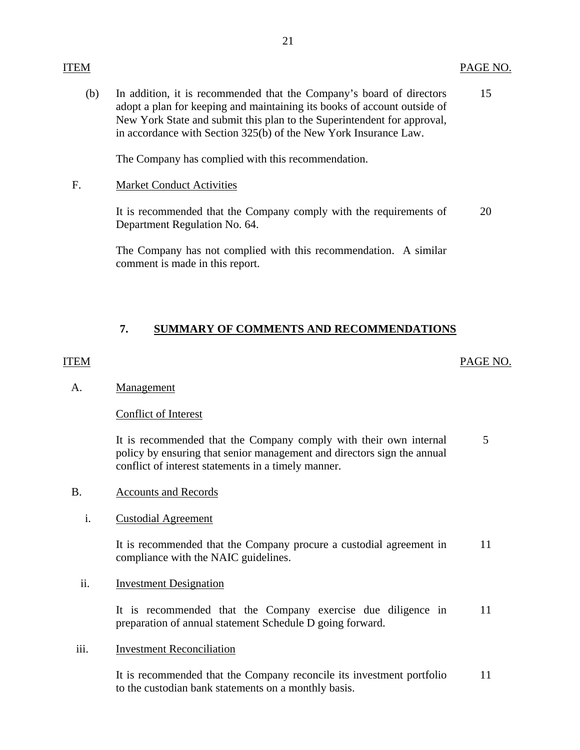| ITEM | | PAGE NO. |
|---|---|---|
| (b) | In addition, it is recommended that the Company's board of directors adopt a plan for keeping and maintaining its books of account outside of New York State and submit this plan to the Superintendent for approval, in accordance with Section 325(b) of the New York Insurance Law. | 15 |
| | The Company has complied with this recommendation. | |
| F. | Market Conduct Activities | |
| | It is recommended that the Company comply with the requirements of Department Regulation No. 64. | 20 |
| | The Company has not complied with this recommendation. A similar comment is made in this report. | |

## 7. SUMMARY OF COMMENTS AND RECOMMENDATIONS

| ITEM | | PAGE NO. |
|---|---|---|
| A. | Management | |
| | Conflict of Interest | |
| | It is recommended that the Company comply with their own internal policy by ensuring that senior management and directors sign the annual conflict of interest statements in a timely manner. | 5 |
| B. | Accounts and Records | |
| i. | Custodial Agreement | |
| | It is recommended that the Company procure a custodial agreement in compliance with the NAIC guidelines. | 11 |
| ii. | Investment Designation | |
| | It is recommended that the Company exercise due diligence in preparation of annual statement Schedule D going forward. | 11 |
| iii. | Investment Reconciliation | |
| | It is recommended that the Company reconcile its investment portfolio to the custodian bank statements on a monthly basis. | 11 |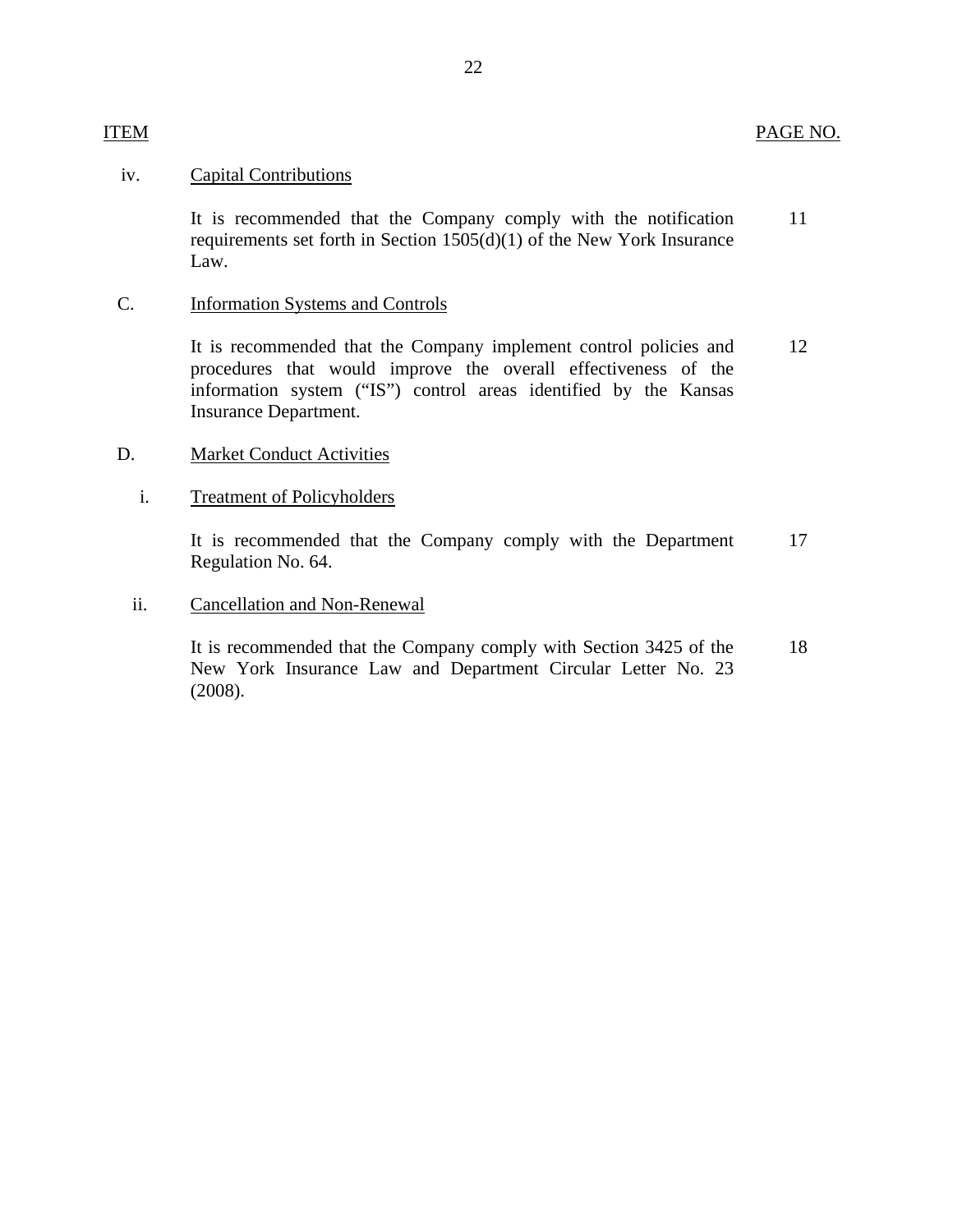| ITEM | | PAGE NO. |
|---|---|---|
| iv. | Capital Contributions | |
| | It is recommended that the Company comply with the notification requirements set forth in Section 1505(d)(1) of the New York Insurance Law. | 11 |
| C. | Information Systems and Controls | |
| | It is recommended that the Company implement control policies and procedures that would improve the overall effectiveness of the information system ("IS") control areas identified by the Kansas Insurance Department. | 12 |
| D. | Market Conduct Activities | |
| i. | Treatment of Policyholders | |
| | It is recommended that the Company comply with the Department Regulation No. 64. | 17 |
| ii. | Cancellation and Non-Renewal | |
| | It is recommended that the Company comply with Section 3425 of the New York Insurance Law and Department Circular Letter No. 23 (2008). | 18 |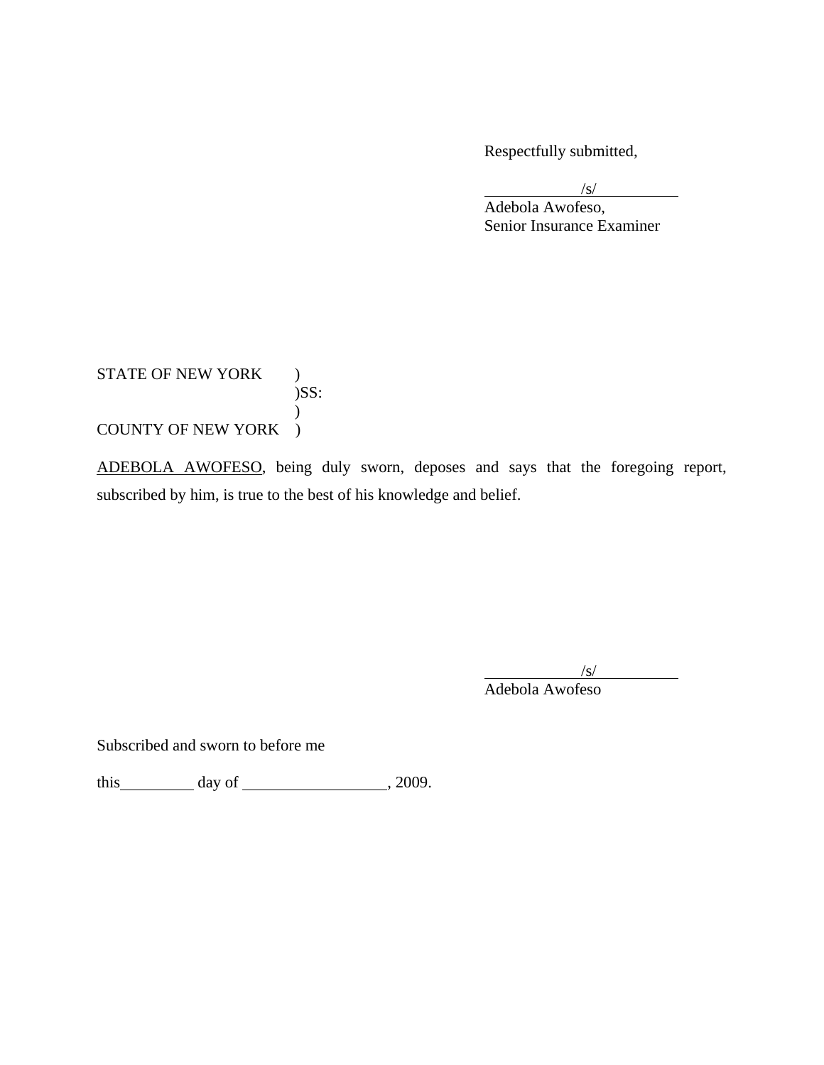Respectfully submitted,

/s/
Adebola Awofeso,
Senior Insurance Examiner

STATE OF NEW YORK )
)SS:
)
COUNTY OF NEW YORK )

ADEBOLA AWOFESO, being duly sworn, deposes and says that the foregoing report, subscribed by him, is true to the best of his knowledge and belief.

/s/
Adebola Awofeso

Subscribed and sworn to before me

this\_\_\_\_\_\_\_\_\_ day of \_\_\_\_\_\_\_\_\_\_\_\_\_\_\_\_\_\_, 2009.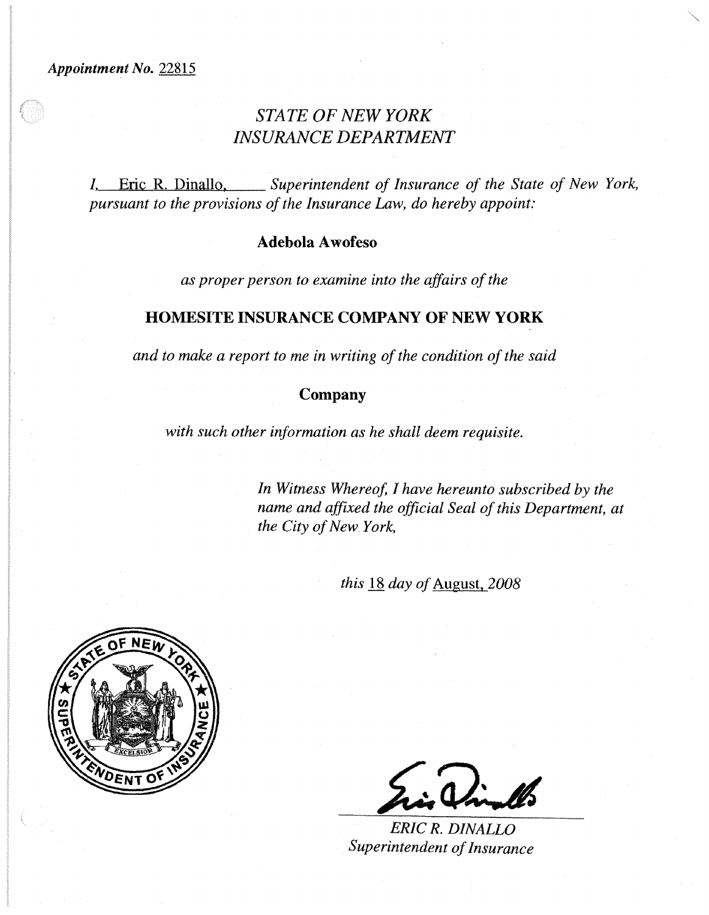*Appointment No.* 22815

## *STATE OF NEW YORK*
## *INSURANCE DEPARTMENT*

*I,* Eric R. Dinallo, *Superintendent of Insurance of the State of New York, pursuant to the provisions of the Insurance Law, do hereby appoint:*

**Adebola Awofeso**

*as proper person to examine into the affairs of the*

**HOMESITE INSURANCE COMPANY OF NEW YORK**

*and to make a report to me in writing of the condition of the said*

**Company**

*with such other information as he shall deem requisite.*

*In Witness Whereof, I have hereunto subscribed by the name and affixed the official Seal of this Department, at the City of New York,*

*this* 18 *day of* August, *2008*

*ERIC R. DINALLO*
*Superintendent of Insurance*